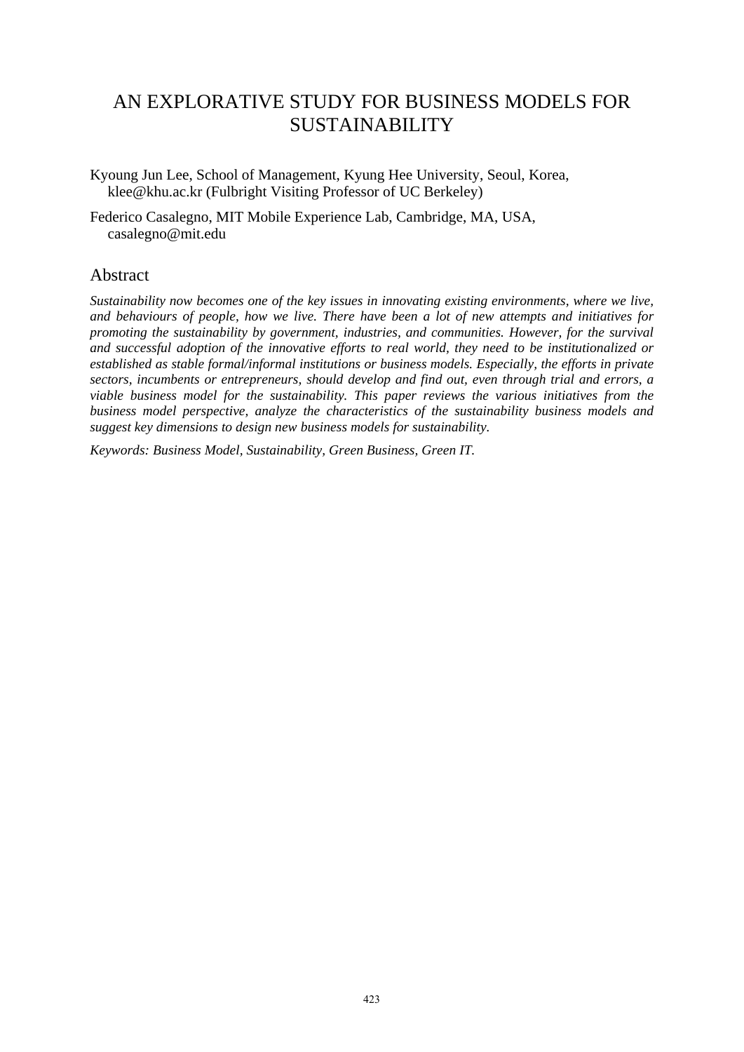# AN EXPLORATIVE STUDY FOR BUSINESS MODELS FOR SUSTAINABILITY

Kyoung Jun Lee, School of Management, Kyung Hee University, Seoul, Korea, klee@khu.ac.kr (Fulbright Visiting Professor of UC Berkeley)

Federico Casalegno, MIT Mobile Experience Lab, Cambridge, MA, USA, casalegno@mit.edu

## Abstract

*Sustainability now becomes one of the key issues in innovating existing environments, where we live, and behaviours of people, how we live. There have been a lot of new attempts and initiatives for promoting the sustainability by government, industries, and communities. However, for the survival and successful adoption of the innovative efforts to real world, they need to be institutionalized or established as stable formal/informal institutions or business models. Especially, the efforts in private sectors, incumbents or entrepreneurs, should develop and find out, even through trial and errors, a viable business model for the sustainability. This paper reviews the various initiatives from the business model perspective, analyze the characteristics of the sustainability business models and suggest key dimensions to design new business models for sustainability.*

*Keywords: Business Model, Sustainability, Green Business, Green IT.*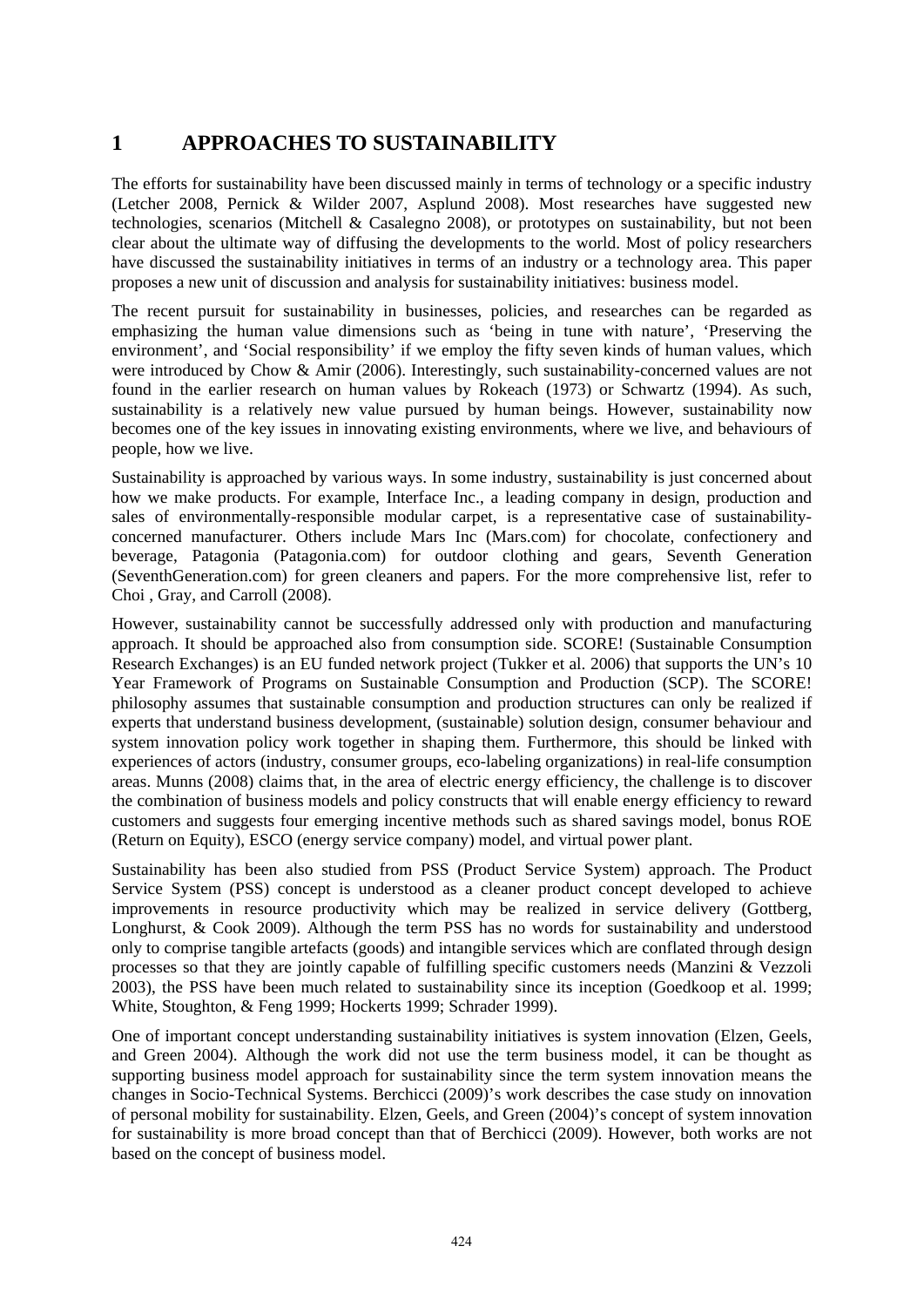# 1 APPROACHES TO SUSTAINABILITY

The efforts for sustainability have been discussed mainly in terms of technology or a specific industry (Letcher 2008, Pernick & Wilder 2007, Asplund 2008). Most researches have suggested new technologies, scenarios (Mitchell & Casalegno 2008), or prototypes on sustainability, but not been clear about the ultimate way of diffusing the developments to the world. Most of policy researchers have discussed the sustainability initiatives in terms of an industry or a technology area. This paper proposes a new unit of discussion and analysis for sustainability initiatives: business model.

The recent pursuit for sustainability in businesses, policies, and researches can be regarded as emphasizing the human value dimensions such as 'being in tune with nature', 'Preserving the environment', and 'Social responsibility' if we employ the fifty seven kinds of human values, which were introduced by Chow & Amir (2006). Interestingly, such sustainability-concerned values are not found in the earlier research on human values by Rokeach (1973) or Schwartz (1994). As such, sustainability is a relatively new value pursued by human beings. However, sustainability now becomes one of the key issues in innovating existing environments, where we live, and behaviours of people, how we live.

Sustainability is approached by various ways. In some industry, sustainability is just concerned about how we make products. For example, Interface Inc., a leading company in design, production and sales of environmentally-responsible modular carpet, is a representative case of sustainability-concerned manufacturer. Others include Mars Inc (Mars.com) for chocolate, confectionery and beverage, Patagonia (Patagonia.com) for outdoor clothing and gears, Seventh Generation (SeventhGeneration.com) for green cleaners and papers. For the more comprehensive list, refer to Choi , Gray, and Carroll (2008).

However, sustainability cannot be successfully addressed only with production and manufacturing approach. It should be approached also from consumption side. SCORE! (Sustainable Consumption Research Exchanges) is an EU funded network project (Tukker et al. 2006) that supports the UN's 10 Year Framework of Programs on Sustainable Consumption and Production (SCP). The SCORE! philosophy assumes that sustainable consumption and production structures can only be realized if experts that understand business development, (sustainable) solution design, consumer behaviour and system innovation policy work together in shaping them. Furthermore, this should be linked with experiences of actors (industry, consumer groups, eco-labeling organizations) in real-life consumption areas. Munns (2008) claims that, in the area of electric energy efficiency, the challenge is to discover the combination of business models and policy constructs that will enable energy efficiency to reward customers and suggests four emerging incentive methods such as shared savings model, bonus ROE (Return on Equity), ESCO (energy service company) model, and virtual power plant.

Sustainability has been also studied from PSS (Product Service System) approach. The Product Service System (PSS) concept is understood as a cleaner product concept developed to achieve improvements in resource productivity which may be realized in service delivery (Gottberg, Longhurst, & Cook 2009). Although the term PSS has no words for sustainability and understood only to comprise tangible artefacts (goods) and intangible services which are conflated through design processes so that they are jointly capable of fulfilling specific customers needs (Manzini & Vezzoli 2003), the PSS have been much related to sustainability since its inception (Goedkoop et al. 1999; White, Stoughton, & Feng 1999; Hockerts 1999; Schrader 1999).

One of important concept understanding sustainability initiatives is system innovation (Elzen, Geels, and Green 2004). Although the work did not use the term business model, it can be thought as supporting business model approach for sustainability since the term system innovation means the changes in Socio-Technical Systems. Berchicci (2009)'s work describes the case study on innovation of personal mobility for sustainability. Elzen, Geels, and Green (2004)'s concept of system innovation for sustainability is more broad concept than that of Berchicci (2009). However, both works are not based on the concept of business model.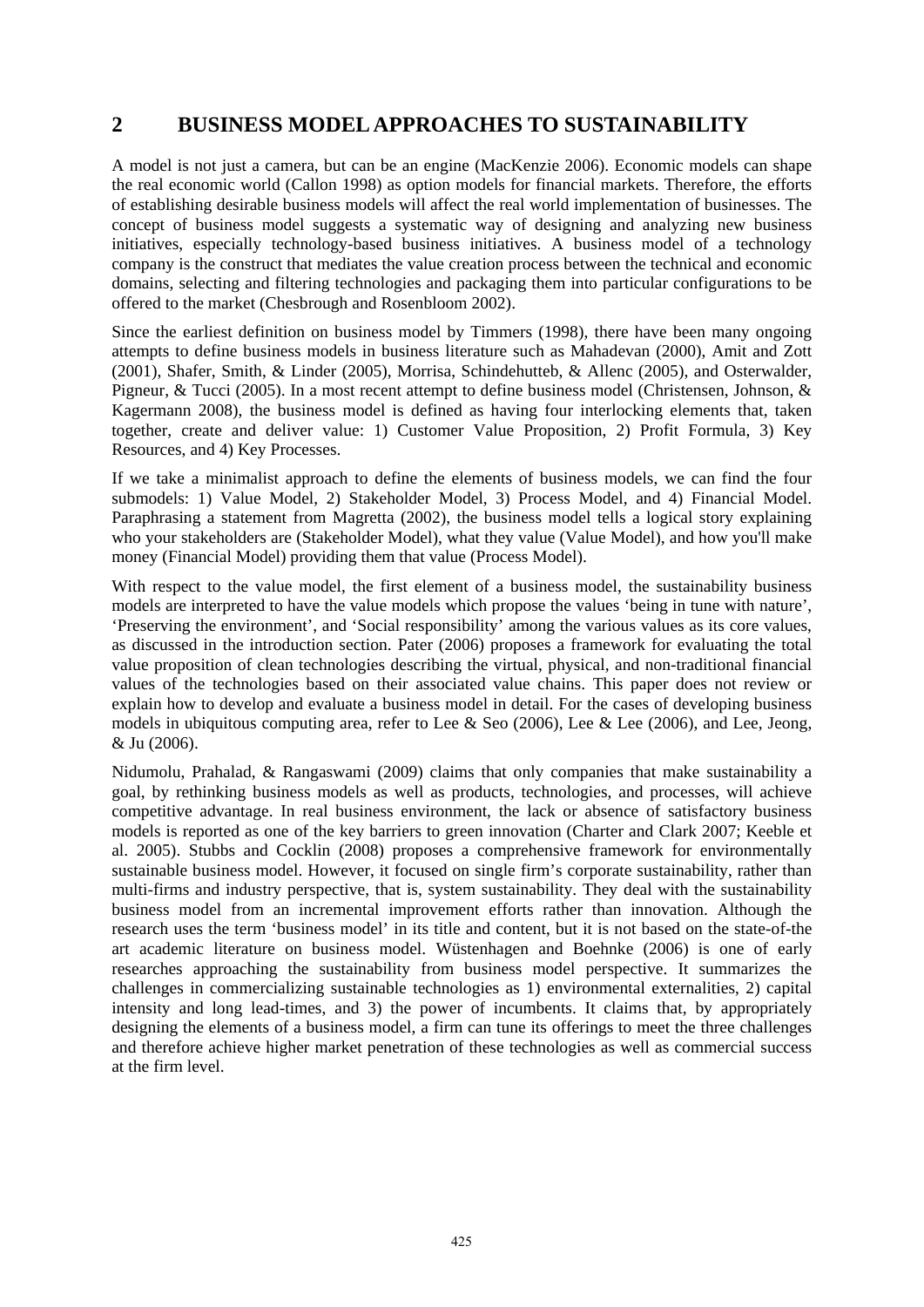# 2 BUSINESS MODEL APPROACHES TO SUSTAINABILITY

A model is not just a camera, but can be an engine (MacKenzie 2006). Economic models can shape the real economic world (Callon 1998) as option models for financial markets. Therefore, the efforts of establishing desirable business models will affect the real world implementation of businesses. The concept of business model suggests a systematic way of designing and analyzing new business initiatives, especially technology-based business initiatives. A business model of a technology company is the construct that mediates the value creation process between the technical and economic domains, selecting and filtering technologies and packaging them into particular configurations to be offered to the market (Chesbrough and Rosenbloom 2002).

Since the earliest definition on business model by Timmers (1998), there have been many ongoing attempts to define business models in business literature such as Mahadevan (2000), Amit and Zott (2001), Shafer, Smith, & Linder (2005), Morrisa, Schindehutteb, & Allenc (2005), and Osterwalder, Pigneur, & Tucci (2005). In a most recent attempt to define business model (Christensen, Johnson, & Kagermann 2008), the business model is defined as having four interlocking elements that, taken together, create and deliver value: 1) Customer Value Proposition, 2) Profit Formula, 3) Key Resources, and 4) Key Processes.

If we take a minimalist approach to define the elements of business models, we can find the four submodels: 1) Value Model, 2) Stakeholder Model, 3) Process Model, and 4) Financial Model. Paraphrasing a statement from Magretta (2002), the business model tells a logical story explaining who your stakeholders are (Stakeholder Model), what they value (Value Model), and how you'll make money (Financial Model) providing them that value (Process Model).

With respect to the value model, the first element of a business model, the sustainability business models are interpreted to have the value models which propose the values 'being in tune with nature', 'Preserving the environment', and 'Social responsibility' among the various values as its core values, as discussed in the introduction section. Pater (2006) proposes a framework for evaluating the total value proposition of clean technologies describing the virtual, physical, and non-traditional financial values of the technologies based on their associated value chains. This paper does not review or explain how to develop and evaluate a business model in detail. For the cases of developing business models in ubiquitous computing area, refer to Lee & Seo (2006), Lee & Lee (2006), and Lee, Jeong, & Ju (2006).

Nidumolu, Prahalad, & Rangaswami (2009) claims that only companies that make sustainability a goal, by rethinking business models as well as products, technologies, and processes, will achieve competitive advantage. In real business environment, the lack or absence of satisfactory business models is reported as one of the key barriers to green innovation (Charter and Clark 2007; Keeble et al. 2005). Stubbs and Cocklin (2008) proposes a comprehensive framework for environmentally sustainable business model. However, it focused on single firm's corporate sustainability, rather than multi-firms and industry perspective, that is, system sustainability. They deal with the sustainability business model from an incremental improvement efforts rather than innovation. Although the research uses the term 'business model' in its title and content, but it is not based on the state-of-the art academic literature on business model. Wüstenhagen and Boehnke (2006) is one of early researches approaching the sustainability from business model perspective. It summarizes the challenges in commercializing sustainable technologies as 1) environmental externalities, 2) capital intensity and long lead-times, and 3) the power of incumbents. It claims that, by appropriately designing the elements of a business model, a firm can tune its offerings to meet the three challenges and therefore achieve higher market penetration of these technologies as well as commercial success at the firm level.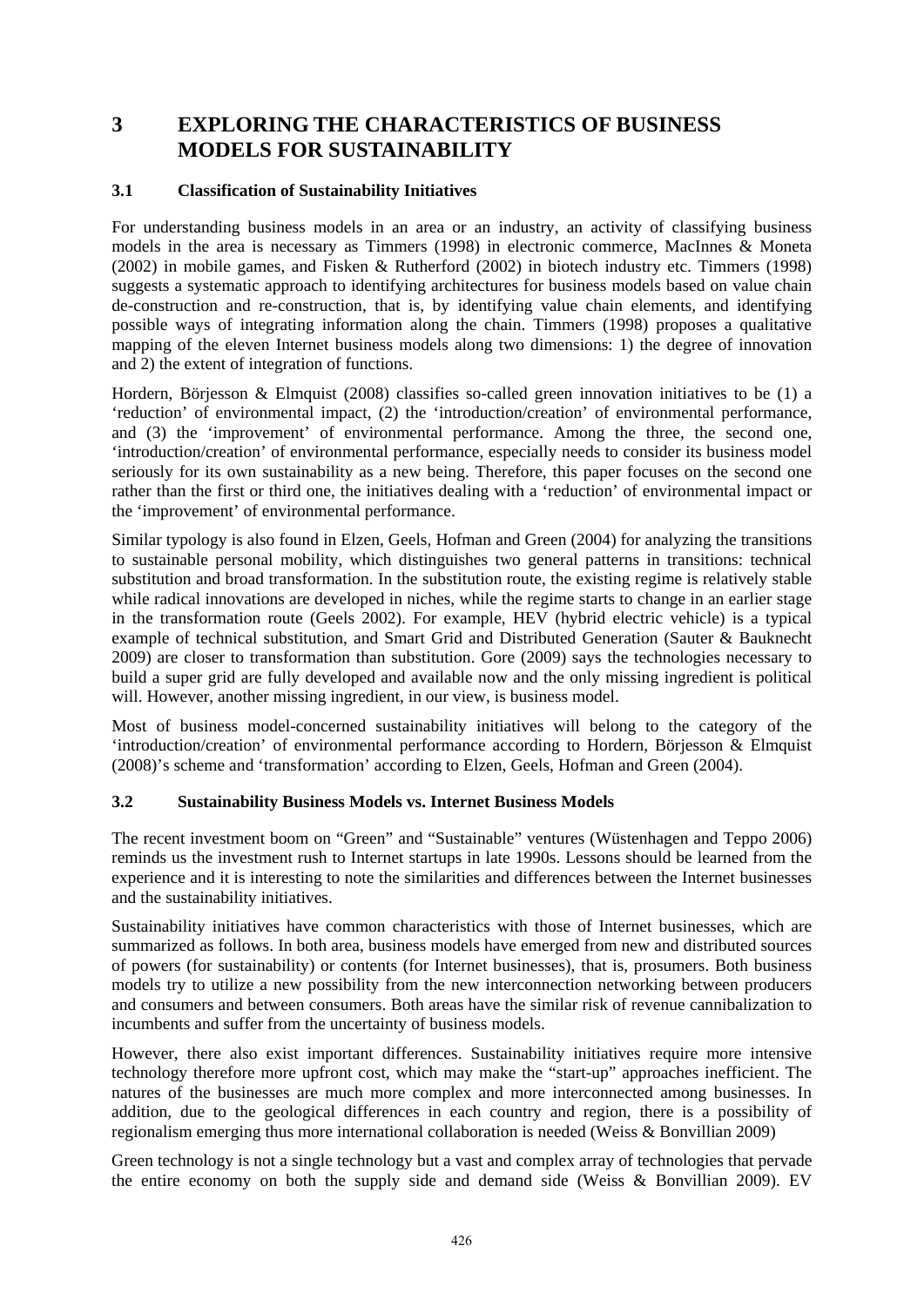# 3 EXPLORING THE CHARACTERISTICS OF BUSINESS MODELS FOR SUSTAINABILITY

## 3.1 Classification of Sustainability Initiatives

For understanding business models in an area or an industry, an activity of classifying business models in the area is necessary as Timmers (1998) in electronic commerce, MacInnes & Moneta (2002) in mobile games, and Fisken & Rutherford (2002) in biotech industry etc. Timmers (1998) suggests a systematic approach to identifying architectures for business models based on value chain de-construction and re-construction, that is, by identifying value chain elements, and identifying possible ways of integrating information along the chain. Timmers (1998) proposes a qualitative mapping of the eleven Internet business models along two dimensions: 1) the degree of innovation and 2) the extent of integration of functions.

Hordern, Börjesson & Elmquist (2008) classifies so-called green innovation initiatives to be (1) a 'reduction' of environmental impact, (2) the 'introduction/creation' of environmental performance, and (3) the 'improvement' of environmental performance. Among the three, the second one, 'introduction/creation' of environmental performance, especially needs to consider its business model seriously for its own sustainability as a new being. Therefore, this paper focuses on the second one rather than the first or third one, the initiatives dealing with a 'reduction' of environmental impact or the 'improvement' of environmental performance.

Similar typology is also found in Elzen, Geels, Hofman and Green (2004) for analyzing the transitions to sustainable personal mobility, which distinguishes two general patterns in transitions: technical substitution and broad transformation. In the substitution route, the existing regime is relatively stable while radical innovations are developed in niches, while the regime starts to change in an earlier stage in the transformation route (Geels 2002). For example, HEV (hybrid electric vehicle) is a typical example of technical substitution, and Smart Grid and Distributed Generation (Sauter & Bauknecht 2009) are closer to transformation than substitution. Gore (2009) says the technologies necessary to build a super grid are fully developed and available now and the only missing ingredient is political will. However, another missing ingredient, in our view, is business model.

Most of business model-concerned sustainability initiatives will belong to the category of the 'introduction/creation' of environmental performance according to Hordern, Börjesson & Elmquist (2008)'s scheme and 'transformation' according to Elzen, Geels, Hofman and Green (2004).

## 3.2 Sustainability Business Models vs. Internet Business Models

The recent investment boom on "Green" and "Sustainable" ventures (Wüstenhagen and Teppo 2006) reminds us the investment rush to Internet startups in late 1990s. Lessons should be learned from the experience and it is interesting to note the similarities and differences between the Internet businesses and the sustainability initiatives.

Sustainability initiatives have common characteristics with those of Internet businesses, which are summarized as follows. In both area, business models have emerged from new and distributed sources of powers (for sustainability) or contents (for Internet businesses), that is, prosumers. Both business models try to utilize a new possibility from the new interconnection networking between producers and consumers and between consumers. Both areas have the similar risk of revenue cannibalization to incumbents and suffer from the uncertainty of business models.

However, there also exist important differences. Sustainability initiatives require more intensive technology therefore more upfront cost, which may make the "start-up" approaches inefficient. The natures of the businesses are much more complex and more interconnected among businesses. In addition, due to the geological differences in each country and region, there is a possibility of regionalism emerging thus more international collaboration is needed (Weiss & Bonvillian 2009)

Green technology is not a single technology but a vast and complex array of technologies that pervade the entire economy on both the supply side and demand side (Weiss & Bonvillian 2009). EV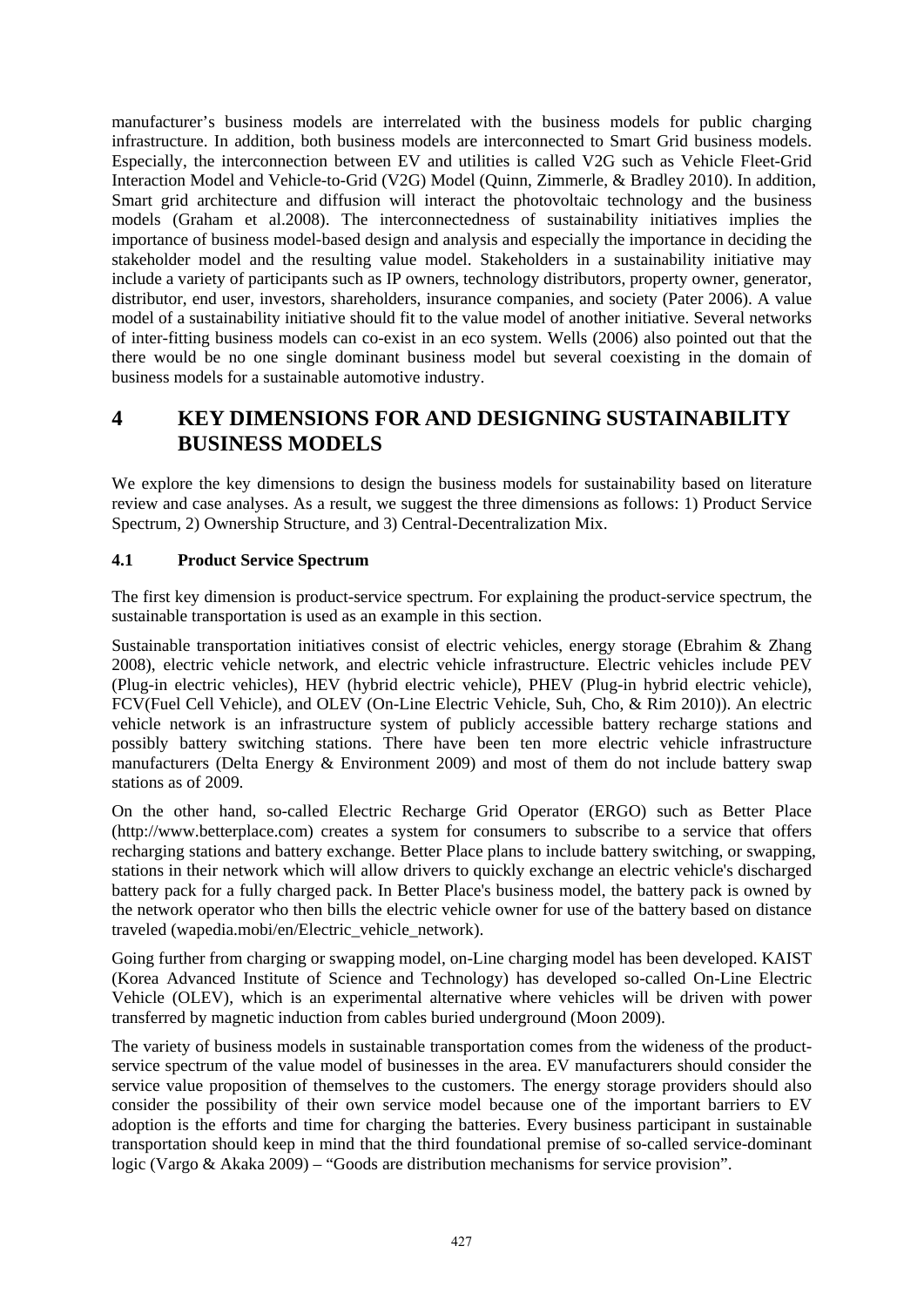manufacturer's business models are interrelated with the business models for public charging infrastructure. In addition, both business models are interconnected to Smart Grid business models. Especially, the interconnection between EV and utilities is called V2G such as Vehicle Fleet-Grid Interaction Model and Vehicle-to-Grid (V2G) Model (Quinn, Zimmerle, & Bradley 2010). In addition, Smart grid architecture and diffusion will interact the photovoltaic technology and the business models (Graham et al.2008). The interconnectedness of sustainability initiatives implies the importance of business model-based design and analysis and especially the importance in deciding the stakeholder model and the resulting value model. Stakeholders in a sustainability initiative may include a variety of participants such as IP owners, technology distributors, property owner, generator, distributor, end user, investors, shareholders, insurance companies, and society (Pater 2006). A value model of a sustainability initiative should fit to the value model of another initiative. Several networks of inter-fitting business models can co-exist in an eco system. Wells (2006) also pointed out that the there would be no one single dominant business model but several coexisting in the domain of business models for a sustainable automotive industry.

# 4 KEY DIMENSIONS FOR AND DESIGNING SUSTAINABILITY BUSINESS MODELS

We explore the key dimensions to design the business models for sustainability based on literature review and case analyses. As a result, we suggest the three dimensions as follows: 1) Product Service Spectrum, 2) Ownership Structure, and 3) Central-Decentralization Mix.

## 4.1 Product Service Spectrum

The first key dimension is product-service spectrum. For explaining the product-service spectrum, the sustainable transportation is used as an example in this section.

Sustainable transportation initiatives consist of electric vehicles, energy storage (Ebrahim & Zhang 2008), electric vehicle network, and electric vehicle infrastructure. Electric vehicles include PEV (Plug-in electric vehicles), HEV (hybrid electric vehicle), PHEV (Plug-in hybrid electric vehicle), FCV(Fuel Cell Vehicle), and OLEV (On-Line Electric Vehicle, Suh, Cho, & Rim 2010)). An electric vehicle network is an infrastructure system of publicly accessible battery recharge stations and possibly battery switching stations. There have been ten more electric vehicle infrastructure manufacturers (Delta Energy & Environment 2009) and most of them do not include battery swap stations as of 2009.

On the other hand, so-called Electric Recharge Grid Operator (ERGO) such as Better Place (http://www.betterplace.com) creates a system for consumers to subscribe to a service that offers recharging stations and battery exchange. Better Place plans to include battery switching, or swapping, stations in their network which will allow drivers to quickly exchange an electric vehicle's discharged battery pack for a fully charged pack. In Better Place's business model, the battery pack is owned by the network operator who then bills the electric vehicle owner for use of the battery based on distance traveled (wapedia.mobi/en/Electric_vehicle_network).

Going further from charging or swapping model, on-Line charging model has been developed. KAIST (Korea Advanced Institute of Science and Technology) has developed so-called On-Line Electric Vehicle (OLEV), which is an experimental alternative where vehicles will be driven with power transferred by magnetic induction from cables buried underground (Moon 2009).

The variety of business models in sustainable transportation comes from the wideness of the product-service spectrum of the value model of businesses in the area. EV manufacturers should consider the service value proposition of themselves to the customers. The energy storage providers should also consider the possibility of their own service model because one of the important barriers to EV adoption is the efforts and time for charging the batteries. Every business participant in sustainable transportation should keep in mind that the third foundational premise of so-called service-dominant logic (Vargo & Akaka 2009) – "Goods are distribution mechanisms for service provision".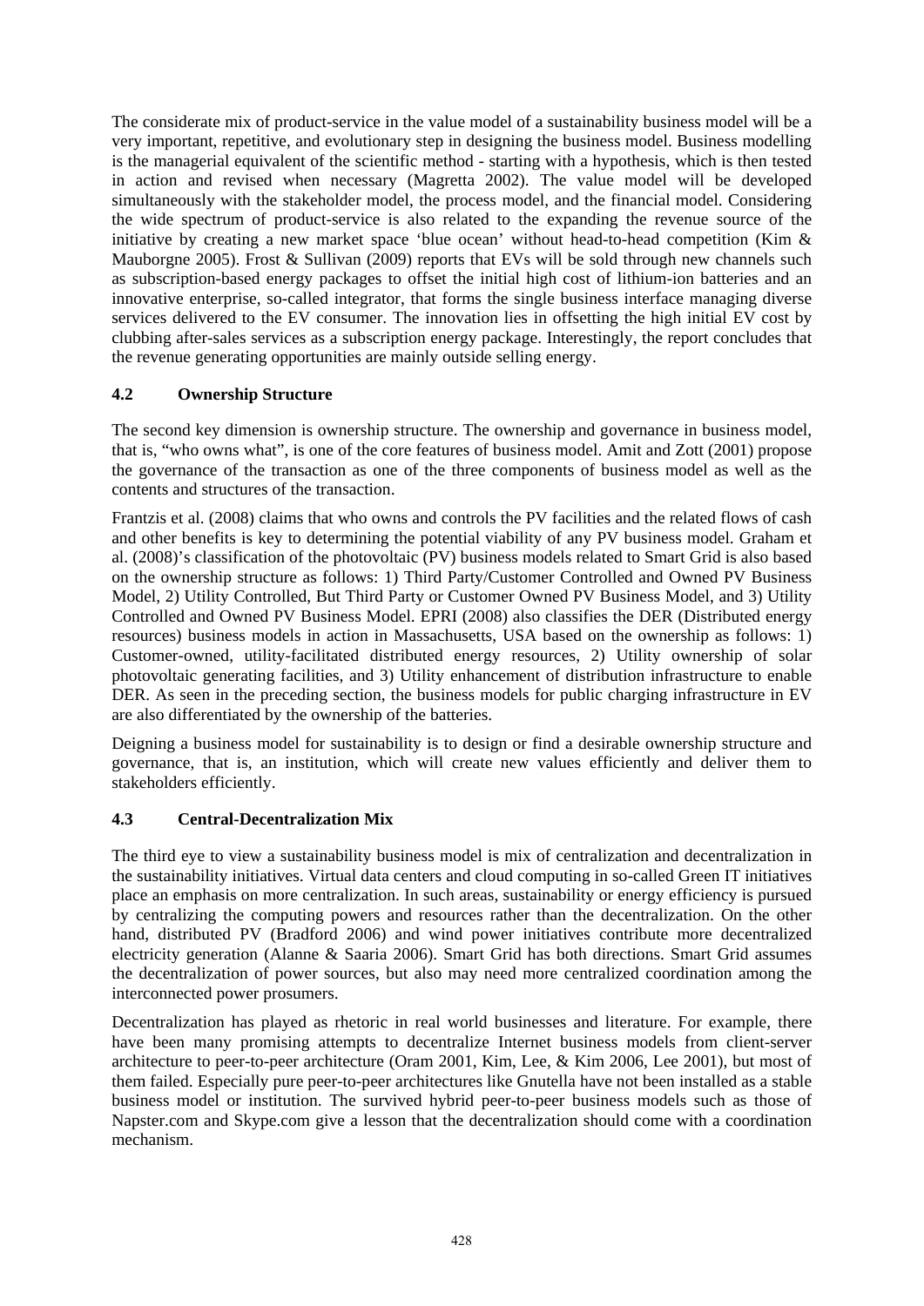The considerate mix of product-service in the value model of a sustainability business model will be a very important, repetitive, and evolutionary step in designing the business model. Business modelling is the managerial equivalent of the scientific method - starting with a hypothesis, which is then tested in action and revised when necessary (Magretta 2002). The value model will be developed simultaneously with the stakeholder model, the process model, and the financial model. Considering the wide spectrum of product-service is also related to the expanding the revenue source of the initiative by creating a new market space 'blue ocean' without head-to-head competition (Kim & Mauborgne 2005). Frost & Sullivan (2009) reports that EVs will be sold through new channels such as subscription-based energy packages to offset the initial high cost of lithium-ion batteries and an innovative enterprise, so-called integrator, that forms the single business interface managing diverse services delivered to the EV consumer. The innovation lies in offsetting the high initial EV cost by clubbing after-sales services as a subscription energy package. Interestingly, the report concludes that the revenue generating opportunities are mainly outside selling energy.

### 4.2 Ownership Structure

The second key dimension is ownership structure. The ownership and governance in business model, that is, "who owns what", is one of the core features of business model. Amit and Zott (2001) propose the governance of the transaction as one of the three components of business model as well as the contents and structures of the transaction.

Frantzis et al. (2008) claims that who owns and controls the PV facilities and the related flows of cash and other benefits is key to determining the potential viability of any PV business model. Graham et al. (2008)'s classification of the photovoltaic (PV) business models related to Smart Grid is also based on the ownership structure as follows: 1) Third Party/Customer Controlled and Owned PV Business Model, 2) Utility Controlled, But Third Party or Customer Owned PV Business Model, and 3) Utility Controlled and Owned PV Business Model. EPRI (2008) also classifies the DER (Distributed energy resources) business models in action in Massachusetts, USA based on the ownership as follows: 1) Customer-owned, utility-facilitated distributed energy resources, 2) Utility ownership of solar photovoltaic generating facilities, and 3) Utility enhancement of distribution infrastructure to enable DER. As seen in the preceding section, the business models for public charging infrastructure in EV are also differentiated by the ownership of the batteries.

Deigning a business model for sustainability is to design or find a desirable ownership structure and governance, that is, an institution, which will create new values efficiently and deliver them to stakeholders efficiently.

### 4.3 Central-Decentralization Mix

The third eye to view a sustainability business model is mix of centralization and decentralization in the sustainability initiatives. Virtual data centers and cloud computing in so-called Green IT initiatives place an emphasis on more centralization. In such areas, sustainability or energy efficiency is pursued by centralizing the computing powers and resources rather than the decentralization. On the other hand, distributed PV (Bradford 2006) and wind power initiatives contribute more decentralized electricity generation (Alanne & Saaria 2006). Smart Grid has both directions. Smart Grid assumes the decentralization of power sources, but also may need more centralized coordination among the interconnected power prosumers.

Decentralization has played as rhetoric in real world businesses and literature. For example, there have been many promising attempts to decentralize Internet business models from client-server architecture to peer-to-peer architecture (Oram 2001, Kim, Lee, & Kim 2006, Lee 2001), but most of them failed. Especially pure peer-to-peer architectures like Gnutella have not been installed as a stable business model or institution. The survived hybrid peer-to-peer business models such as those of Napster.com and Skype.com give a lesson that the decentralization should come with a coordination mechanism.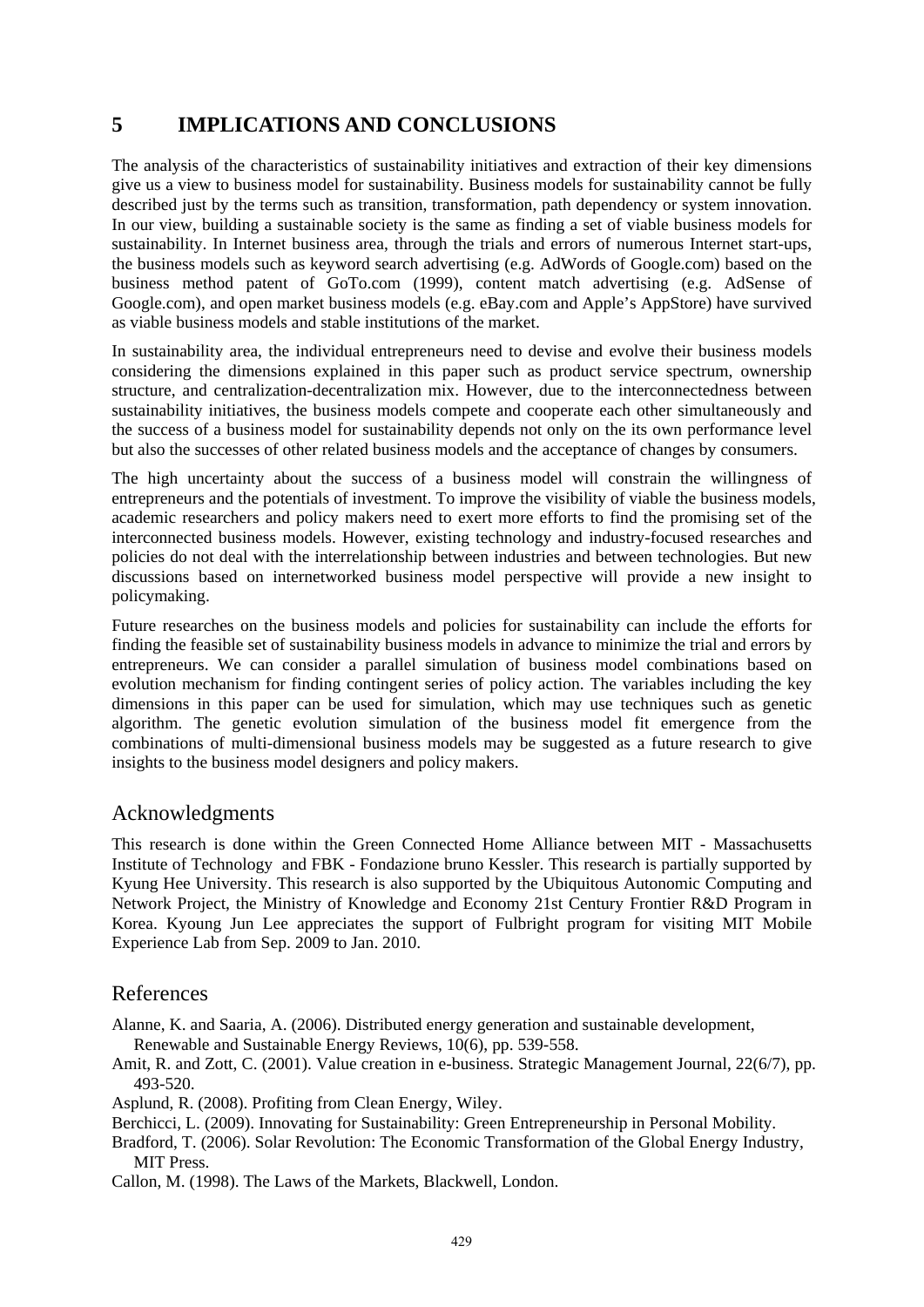# 5 IMPLICATIONS AND CONCLUSIONS

The analysis of the characteristics of sustainability initiatives and extraction of their key dimensions give us a view to business model for sustainability. Business models for sustainability cannot be fully described just by the terms such as transition, transformation, path dependency or system innovation. In our view, building a sustainable society is the same as finding a set of viable business models for sustainability. In Internet business area, through the trials and errors of numerous Internet start-ups, the business models such as keyword search advertising (e.g. AdWords of Google.com) based on the business method patent of GoTo.com (1999), content match advertising (e.g. AdSense of Google.com), and open market business models (e.g. eBay.com and Apple's AppStore) have survived as viable business models and stable institutions of the market.

In sustainability area, the individual entrepreneurs need to devise and evolve their business models considering the dimensions explained in this paper such as product service spectrum, ownership structure, and centralization-decentralization mix. However, due to the interconnectedness between sustainability initiatives, the business models compete and cooperate each other simultaneously and the success of a business model for sustainability depends not only on the its own performance level but also the successes of other related business models and the acceptance of changes by consumers.

The high uncertainty about the success of a business model will constrain the willingness of entrepreneurs and the potentials of investment. To improve the visibility of viable the business models, academic researchers and policy makers need to exert more efforts to find the promising set of the interconnected business models. However, existing technology and industry-focused researches and policies do not deal with the interrelationship between industries and between technologies. But new discussions based on internetworked business model perspective will provide a new insight to policymaking.

Future researches on the business models and policies for sustainability can include the efforts for finding the feasible set of sustainability business models in advance to minimize the trial and errors by entrepreneurs. We can consider a parallel simulation of business model combinations based on evolution mechanism for finding contingent series of policy action. The variables including the key dimensions in this paper can be used for simulation, which may use techniques such as genetic algorithm. The genetic evolution simulation of the business model fit emergence from the combinations of multi-dimensional business models may be suggested as a future research to give insights to the business model designers and policy makers.

## Acknowledgments

This research is done within the Green Connected Home Alliance between MIT - Massachusetts Institute of Technology and FBK - Fondazione bruno Kessler. This research is partially supported by Kyung Hee University. This research is also supported by the Ubiquitous Autonomic Computing and Network Project, the Ministry of Knowledge and Economy 21st Century Frontier R&D Program in Korea. Kyoung Jun Lee appreciates the support of Fulbright program for visiting MIT Mobile Experience Lab from Sep. 2009 to Jan. 2010.

## References

Alanne, K. and Saaria, A. (2006). Distributed energy generation and sustainable development, Renewable and Sustainable Energy Reviews, 10(6), pp. 539-558.

Amit, R. and Zott, C. (2001). Value creation in e-business. Strategic Management Journal, 22(6/7), pp. 493-520.

Asplund, R. (2008). Profiting from Clean Energy, Wiley.

Berchicci, L. (2009). Innovating for Sustainability: Green Entrepreneurship in Personal Mobility.

Bradford, T. (2006). Solar Revolution: The Economic Transformation of the Global Energy Industry, MIT Press.

Callon, M. (1998). The Laws of the Markets, Blackwell, London.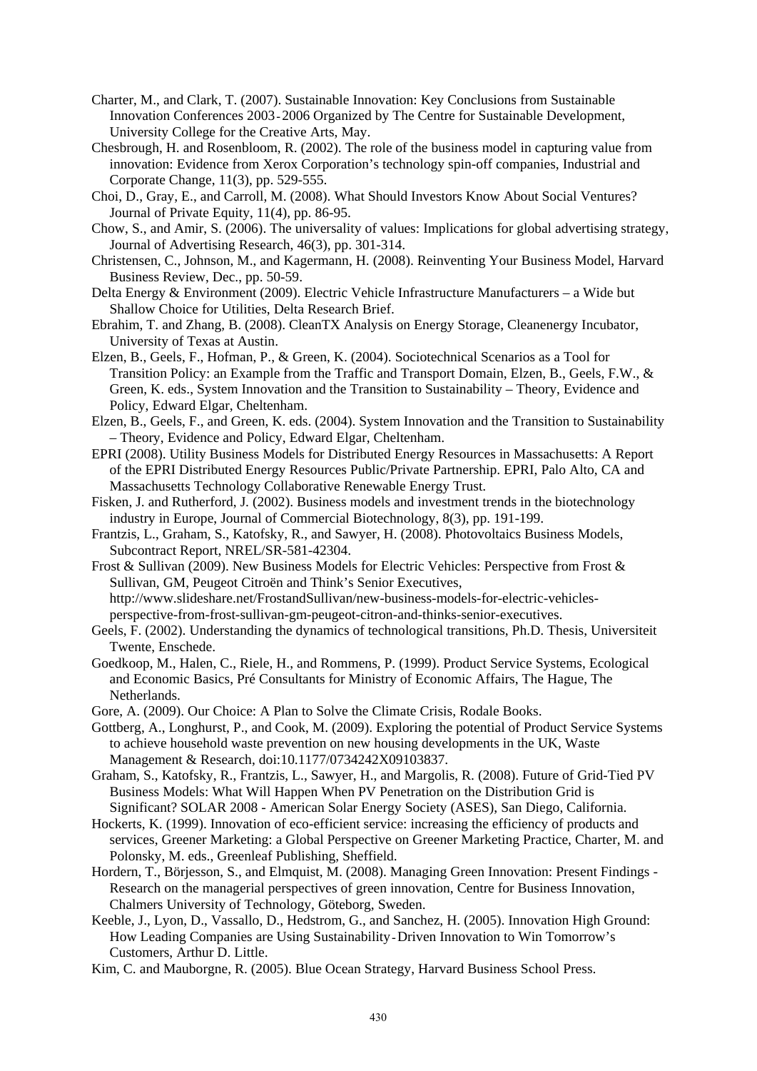Charter, M., and Clark, T. (2007). Sustainable Innovation: Key Conclusions from Sustainable Innovation Conferences 2003‐2006 Organized by The Centre for Sustainable Development, University College for the Creative Arts, May.

Chesbrough, H. and Rosenbloom, R. (2002). The role of the business model in capturing value from innovation: Evidence from Xerox Corporation's technology spin-off companies, Industrial and Corporate Change, 11(3), pp. 529-555.

Choi, D., Gray, E., and Carroll, M. (2008). What Should Investors Know About Social Ventures? Journal of Private Equity, 11(4), pp. 86-95.

Chow, S., and Amir, S. (2006). The universality of values: Implications for global advertising strategy, Journal of Advertising Research, 46(3), pp. 301-314.

Christensen, C., Johnson, M., and Kagermann, H. (2008). Reinventing Your Business Model, Harvard Business Review, Dec., pp. 50-59.

Delta Energy & Environment (2009). Electric Vehicle Infrastructure Manufacturers – a Wide but Shallow Choice for Utilities, Delta Research Brief.

Ebrahim, T. and Zhang, B. (2008). CleanTX Analysis on Energy Storage, Cleanenergy Incubator, University of Texas at Austin.

Elzen, B., Geels, F., Hofman, P., & Green, K. (2004). Sociotechnical Scenarios as a Tool for Transition Policy: an Example from the Traffic and Transport Domain, Elzen, B., Geels, F.W., & Green, K. eds., System Innovation and the Transition to Sustainability – Theory, Evidence and Policy, Edward Elgar, Cheltenham.

Elzen, B., Geels, F., and Green, K. eds. (2004). System Innovation and the Transition to Sustainability – Theory, Evidence and Policy, Edward Elgar, Cheltenham.

EPRI (2008). Utility Business Models for Distributed Energy Resources in Massachusetts: A Report of the EPRI Distributed Energy Resources Public/Private Partnership. EPRI, Palo Alto, CA and Massachusetts Technology Collaborative Renewable Energy Trust.

Fisken, J. and Rutherford, J. (2002). Business models and investment trends in the biotechnology industry in Europe, Journal of Commercial Biotechnology, 8(3), pp. 191-199.

Frantzis, L., Graham, S., Katofsky, R., and Sawyer, H. (2008). Photovoltaics Business Models, Subcontract Report, NREL/SR-581-42304.

Frost & Sullivan (2009). New Business Models for Electric Vehicles: Perspective from Frost & Sullivan, GM, Peugeot Citroën and Think's Senior Executives, http://www.slideshare.net/FrostandSullivan/new-business-models-for-electric-vehicles-perspective-from-frost-sullivan-gm-peugeot-citron-and-thinks-senior-executives.

Geels, F. (2002). Understanding the dynamics of technological transitions, Ph.D. Thesis, Universiteit Twente, Enschede.

Goedkoop, M., Halen, C., Riele, H., and Rommens, P. (1999). Product Service Systems, Ecological and Economic Basics, Pré Consultants for Ministry of Economic Affairs, The Hague, The Netherlands.

Gore, A. (2009). Our Choice: A Plan to Solve the Climate Crisis, Rodale Books.

Gottberg, A., Longhurst, P., and Cook, M. (2009). Exploring the potential of Product Service Systems to achieve household waste prevention on new housing developments in the UK, Waste Management & Research, doi:10.1177/0734242X09103837.

Graham, S., Katofsky, R., Frantzis, L., Sawyer, H., and Margolis, R. (2008). Future of Grid-Tied PV Business Models: What Will Happen When PV Penetration on the Distribution Grid is Significant? SOLAR 2008 - American Solar Energy Society (ASES), San Diego, California.

Hockerts, K. (1999). Innovation of eco-efficient service: increasing the efficiency of products and services, Greener Marketing: a Global Perspective on Greener Marketing Practice, Charter, M. and Polonsky, M. eds., Greenleaf Publishing, Sheffield.

Hordern, T., Börjesson, S., and Elmquist, M. (2008). Managing Green Innovation: Present Findings - Research on the managerial perspectives of green innovation, Centre for Business Innovation, Chalmers University of Technology, Göteborg, Sweden.

Keeble, J., Lyon, D., Vassallo, D., Hedstrom, G., and Sanchez, H. (2005). Innovation High Ground: How Leading Companies are Using Sustainability‐Driven Innovation to Win Tomorrow's Customers, Arthur D. Little.

Kim, C. and Mauborgne, R. (2005). Blue Ocean Strategy, Harvard Business School Press.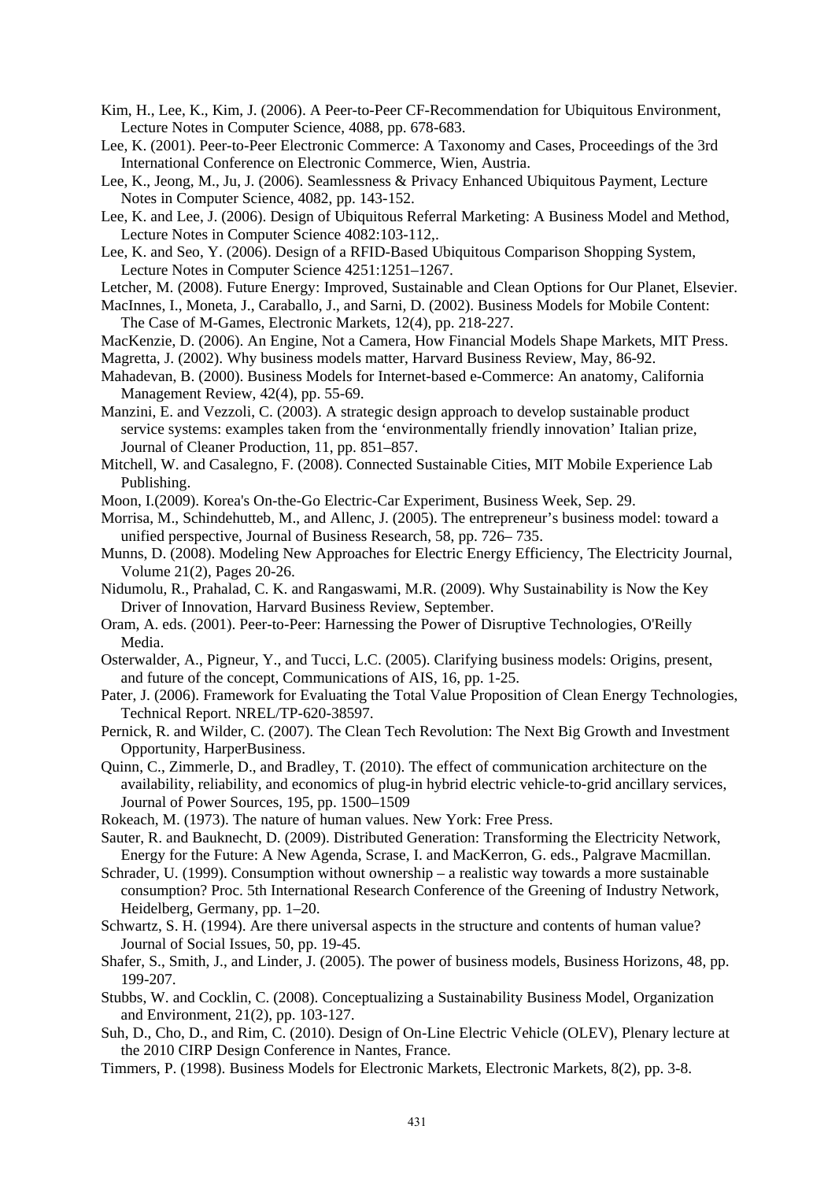Kim, H., Lee, K., Kim, J. (2006). A Peer-to-Peer CF-Recommendation for Ubiquitous Environment, Lecture Notes in Computer Science, 4088, pp. 678-683.

Lee, K. (2001). Peer-to-Peer Electronic Commerce: A Taxonomy and Cases, Proceedings of the 3rd International Conference on Electronic Commerce, Wien, Austria.

Lee, K., Jeong, M., Ju, J. (2006). Seamlessness & Privacy Enhanced Ubiquitous Payment, Lecture Notes in Computer Science, 4082, pp. 143-152.

Lee, K. and Lee, J. (2006). Design of Ubiquitous Referral Marketing: A Business Model and Method, Lecture Notes in Computer Science 4082:103-112,.

Lee, K. and Seo, Y. (2006). Design of a RFID-Based Ubiquitous Comparison Shopping System, Lecture Notes in Computer Science 4251:1251–1267.

Letcher, M. (2008). Future Energy: Improved, Sustainable and Clean Options for Our Planet, Elsevier.

MacInnes, I., Moneta, J., Caraballo, J., and Sarni, D. (2002). Business Models for Mobile Content: The Case of M-Games, Electronic Markets, 12(4), pp. 218-227.

MacKenzie, D. (2006). An Engine, Not a Camera, How Financial Models Shape Markets, MIT Press.

Magretta, J. (2002). Why business models matter, Harvard Business Review, May, 86-92.

Mahadevan, B. (2000). Business Models for Internet-based e-Commerce: An anatomy, California Management Review, 42(4), pp. 55-69.

Manzini, E. and Vezzoli, C. (2003). A strategic design approach to develop sustainable product service systems: examples taken from the 'environmentally friendly innovation' Italian prize, Journal of Cleaner Production, 11, pp. 851–857.

Mitchell, W. and Casalegno, F. (2008). Connected Sustainable Cities, MIT Mobile Experience Lab Publishing.

Moon, I.(2009). Korea's On-the-Go Electric-Car Experiment, Business Week, Sep. 29.

Morrisa, M., Schindehutteb, M., and Allenc, J. (2005). The entrepreneur's business model: toward a unified perspective, Journal of Business Research, 58, pp. 726– 735.

Munns, D. (2008). Modeling New Approaches for Electric Energy Efficiency, The Electricity Journal, Volume 21(2), Pages 20-26.

Nidumolu, R., Prahalad, C. K. and Rangaswami, M.R. (2009). Why Sustainability is Now the Key Driver of Innovation, Harvard Business Review, September.

Oram, A. eds. (2001). Peer-to-Peer: Harnessing the Power of Disruptive Technologies, O'Reilly Media.

Osterwalder, A., Pigneur, Y., and Tucci, L.C. (2005). Clarifying business models: Origins, present, and future of the concept, Communications of AIS, 16, pp. 1-25.

Pater, J. (2006). Framework for Evaluating the Total Value Proposition of Clean Energy Technologies, Technical Report. NREL/TP-620-38597.

Pernick, R. and Wilder, C. (2007). The Clean Tech Revolution: The Next Big Growth and Investment Opportunity, HarperBusiness.

Quinn, C., Zimmerle, D., and Bradley, T. (2010). The effect of communication architecture on the availability, reliability, and economics of plug-in hybrid electric vehicle-to-grid ancillary services, Journal of Power Sources, 195, pp. 1500–1509

Rokeach, M. (1973). The nature of human values. New York: Free Press.

Sauter, R. and Bauknecht, D. (2009). Distributed Generation: Transforming the Electricity Network, Energy for the Future: A New Agenda, Scrase, I. and MacKerron, G. eds., Palgrave Macmillan.

Schrader, U. (1999). Consumption without ownership – a realistic way towards a more sustainable consumption? Proc. 5th International Research Conference of the Greening of Industry Network, Heidelberg, Germany, pp. 1–20.

Schwartz, S. H. (1994). Are there universal aspects in the structure and contents of human value? Journal of Social Issues, 50, pp. 19-45.

Shafer, S., Smith, J., and Linder, J. (2005). The power of business models, Business Horizons, 48, pp. 199-207.

Stubbs, W. and Cocklin, C. (2008). Conceptualizing a Sustainability Business Model, Organization and Environment, 21(2), pp. 103-127.

Suh, D., Cho, D., and Rim, C. (2010). Design of On-Line Electric Vehicle (OLEV), Plenary lecture at the 2010 CIRP Design Conference in Nantes, France.

Timmers, P. (1998). Business Models for Electronic Markets, Electronic Markets, 8(2), pp. 3-8.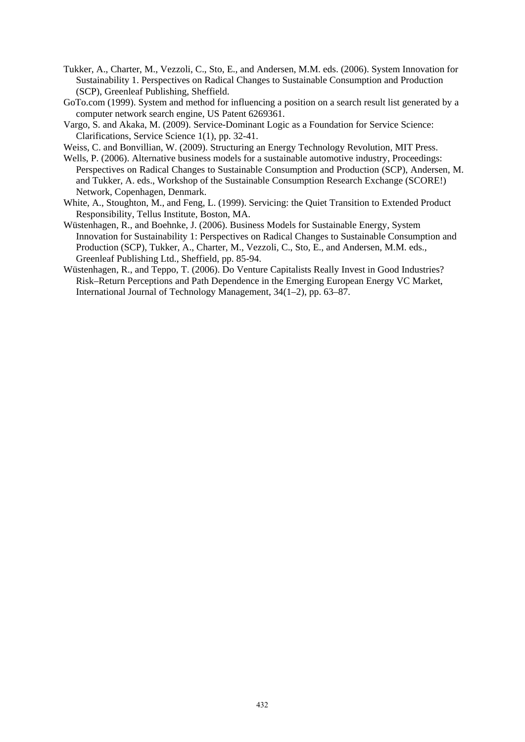Tukker, A., Charter, M., Vezzoli, C., Sto, E., and Andersen, M.M. eds. (2006). System Innovation for Sustainability 1. Perspectives on Radical Changes to Sustainable Consumption and Production (SCP), Greenleaf Publishing, Sheffield.

GoTo.com (1999). System and method for influencing a position on a search result list generated by a computer network search engine, US Patent 6269361.

Vargo, S. and Akaka, M. (2009). Service-Dominant Logic as a Foundation for Service Science: Clarifications, Service Science 1(1), pp. 32-41.

Weiss, C. and Bonvillian, W. (2009). Structuring an Energy Technology Revolution, MIT Press.

Wells, P. (2006). Alternative business models for a sustainable automotive industry, Proceedings: Perspectives on Radical Changes to Sustainable Consumption and Production (SCP), Andersen, M. and Tukker, A. eds., Workshop of the Sustainable Consumption Research Exchange (SCORE!) Network, Copenhagen, Denmark.

White, A., Stoughton, M., and Feng, L. (1999). Servicing: the Quiet Transition to Extended Product Responsibility, Tellus Institute, Boston, MA.

Wüstenhagen, R., and Boehnke, J. (2006). Business Models for Sustainable Energy, System Innovation for Sustainability 1: Perspectives on Radical Changes to Sustainable Consumption and Production (SCP), Tukker, A., Charter, M., Vezzoli, C., Sto, E., and Andersen, M.M. eds., Greenleaf Publishing Ltd., Sheffield, pp. 85-94.

Wüstenhagen, R., and Teppo, T. (2006). Do Venture Capitalists Really Invest in Good Industries? Risk–Return Perceptions and Path Dependence in the Emerging European Energy VC Market, International Journal of Technology Management, 34(1–2), pp. 63–87.